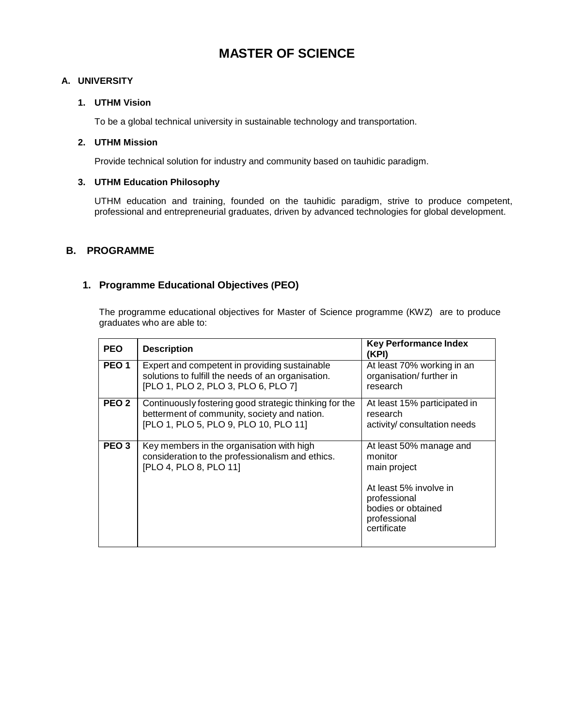# MASTER OF SCIENCE

## A. UNIVERSITY

### 1. UTHM Vision

To be a global technical university in sustainable technology and transportation.

### 2. UTHM Mission

Provide technical solution for industry and community based on tauhidic paradigm.

### 3. UTHM Education Philosophy

UTHM education and training, founded on the tauhidic paradigm, strive to produce competent, professional and entrepreneurial graduates, driven by advanced technologies for global development.

## B. PROGRAMME

### 1. Programme Educational Objectives (PEO)

The programme educational objectives for Master of Science programme (KWZ) are to produce graduates who are able to:

| PEO | Description | Key Performance Index (KPI) |
|---|---|---|
| PEO 1 | Expert and competent in providing sustainable solutions to fulfill the needs of an organisation. [PLO 1, PLO 2, PLO 3, PLO 6, PLO 7] | At least 70% working in an organisation/ further in research |
| PEO 2 | Continuously fostering good strategic thinking for the betterment of community, society and nation. [PLO 1, PLO 5, PLO 9, PLO 10, PLO 11] | At least 15% participated in research activity/ consultation needs |
| PEO 3 | Key members in the organisation with high consideration to the professionalism and ethics. [PLO 4, PLO 8, PLO 11] | At least 50% manage and monitor main project<br><br>At least 5% involve in professional bodies or obtained professional certificate |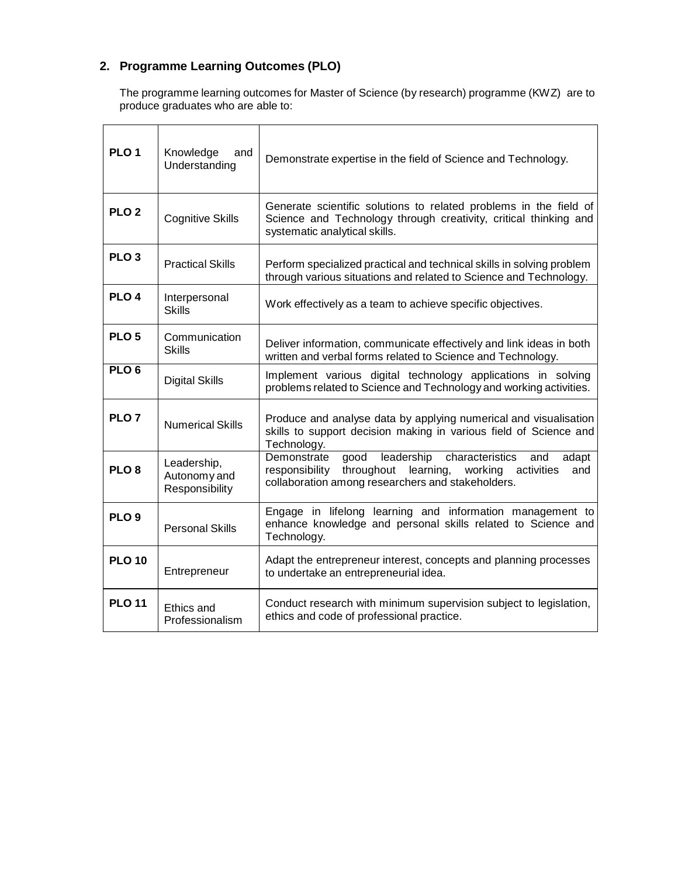## 2. Programme Learning Outcomes (PLO)

The programme learning outcomes for Master of Science (by research) programme (KWZ) are to produce graduates who are able to:

| | | |
|---|---|---|
| **PLO 1** | Knowledge and Understanding | Demonstrate expertise in the field of Science and Technology. |
| **PLO 2** | Cognitive Skills | Generate scientific solutions to related problems in the field of Science and Technology through creativity, critical thinking and systematic analytical skills. |
| **PLO 3** | Practical Skills | Perform specialized practical and technical skills in solving problem through various situations and related to Science and Technology. |
| **PLO 4** | Interpersonal Skills | Work effectively as a team to achieve specific objectives. |
| **PLO 5** | Communication Skills | Deliver information, communicate effectively and link ideas in both written and verbal forms related to Science and Technology. |
| **PLO 6** | Digital Skills | Implement various digital technology applications in solving problems related to Science and Technology and working activities. |
| **PLO 7** | Numerical Skills | Produce and analyse data by applying numerical and visualisation skills to support decision making in various field of Science and Technology. |
| **PLO 8** | Leadership, Autonomy and Responsibility | Demonstrate good leadership characteristics and adapt responsibility throughout learning, working activities and collaboration among researchers and stakeholders. |
| **PLO 9** | Personal Skills | Engage in lifelong learning and information management to enhance knowledge and personal skills related to Science and Technology. |
| **PLO 10** | Entrepreneur | Adapt the entrepreneur interest, concepts and planning processes to undertake an entrepreneurial idea. |
| **PLO 11** | Ethics and Professionalism | Conduct research with minimum supervision subject to legislation, ethics and code of professional practice. |